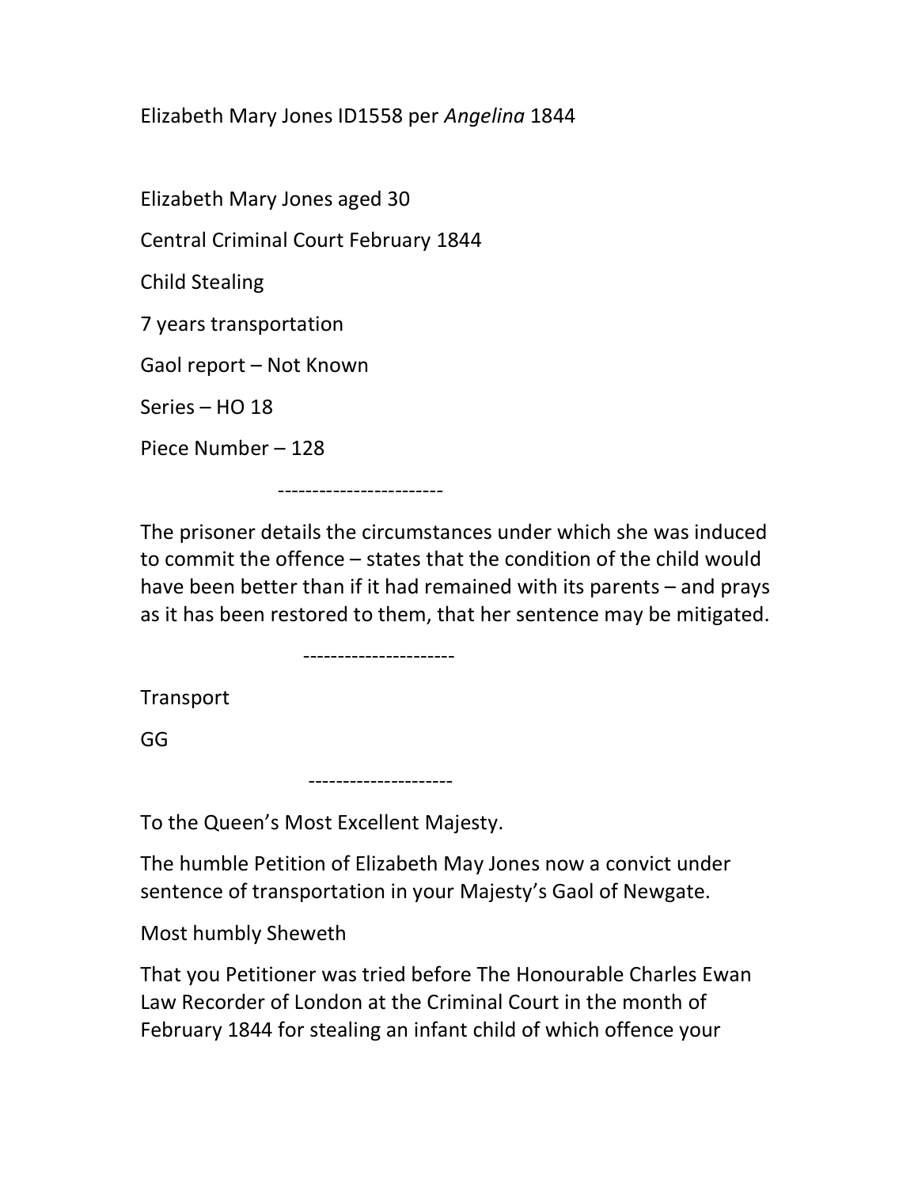Elizabeth Mary Jones ID1558 per *Angelina* 1844

Elizabeth Mary Jones aged 30

Central Criminal Court February 1844

Child Stealing

7 years transportation

Gaol report – Not Known

Series – HO 18

Piece Number – 128

------------------------

The prisoner details the circumstances under which she was induced to commit the offence – states that the condition of the child would have been better than if it had remained with its parents – and prays as it has been restored to them, that her sentence may be mitigated.

----------------------

Transport

GG

---------------------

To the Queen's Most Excellent Majesty.

The humble Petition of Elizabeth May Jones now a convict under sentence of transportation in your Majesty's Gaol of Newgate.

Most humbly Sheweth

That you Petitioner was tried before The Honourable Charles Ewan Law Recorder of London at the Criminal Court in the month of February 1844 for stealing an infant child of which offence your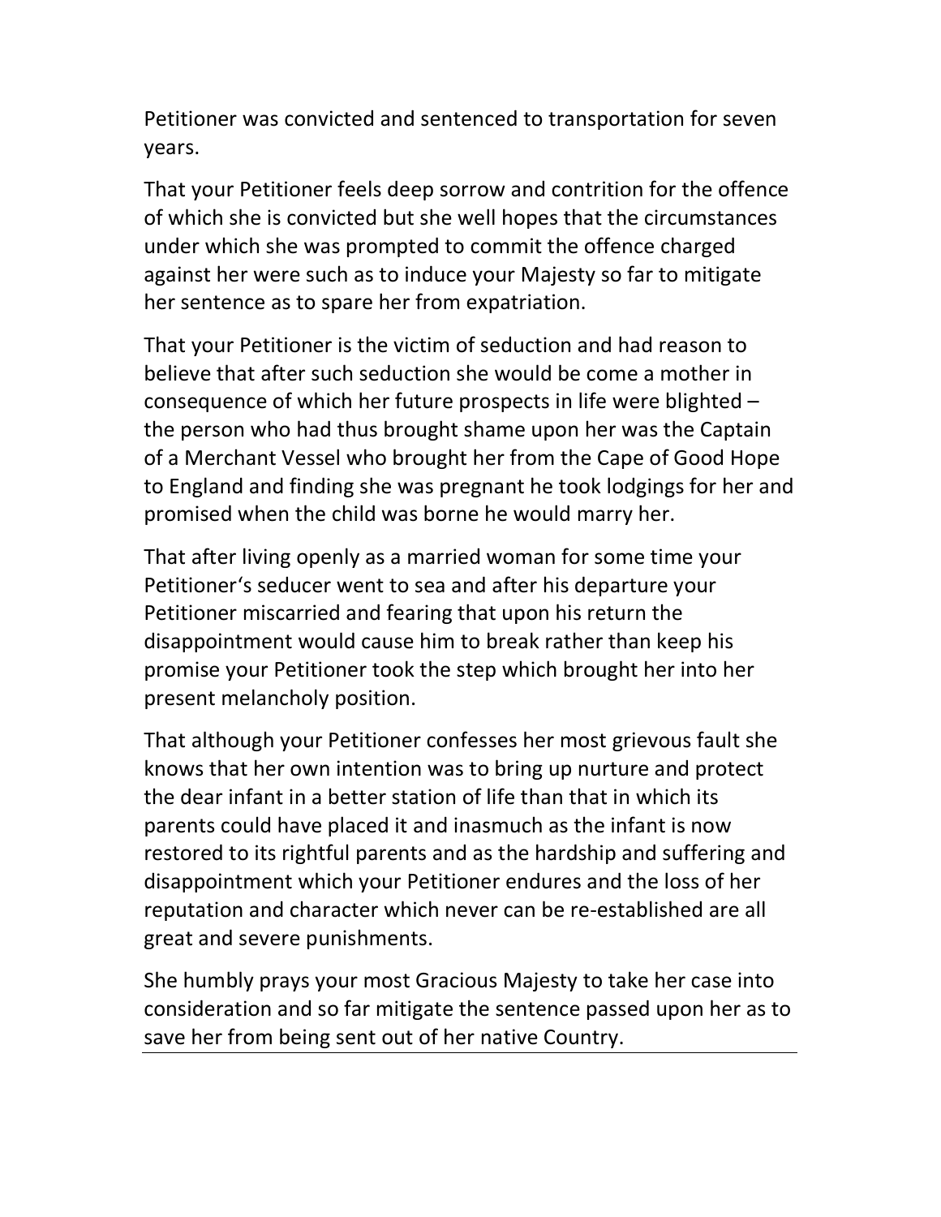Petitioner was convicted and sentenced to transportation for seven years.

That your Petitioner feels deep sorrow and contrition for the offence of which she is convicted but she well hopes that the circumstances under which she was prompted to commit the offence charged against her were such as to induce your Majesty so far to mitigate her sentence as to spare her from expatriation.

That your Petitioner is the victim of seduction and had reason to believe that after such seduction she would be come a mother in consequence of which her future prospects in life were blighted – the person who had thus brought shame upon her was the Captain of a Merchant Vessel who brought her from the Cape of Good Hope to England and finding she was pregnant he took lodgings for her and promised when the child was borne he would marry her.

That after living openly as a married woman for some time your Petitioner's seducer went to sea and after his departure your Petitioner miscarried and fearing that upon his return the disappointment would cause him to break rather than keep his promise your Petitioner took the step which brought her into her present melancholy position.

That although your Petitioner confesses her most grievous fault she knows that her own intention was to bring up nurture and protect the dear infant in a better station of life than that in which its parents could have placed it and inasmuch as the infant is now restored to its rightful parents and as the hardship and suffering and disappointment which your Petitioner endures and the loss of her reputation and character which never can be re-established are all great and severe punishments.

She humbly prays your most Gracious Majesty to take her case into consideration and so far mitigate the sentence passed upon her as to save her from being sent out of her native Country.

---